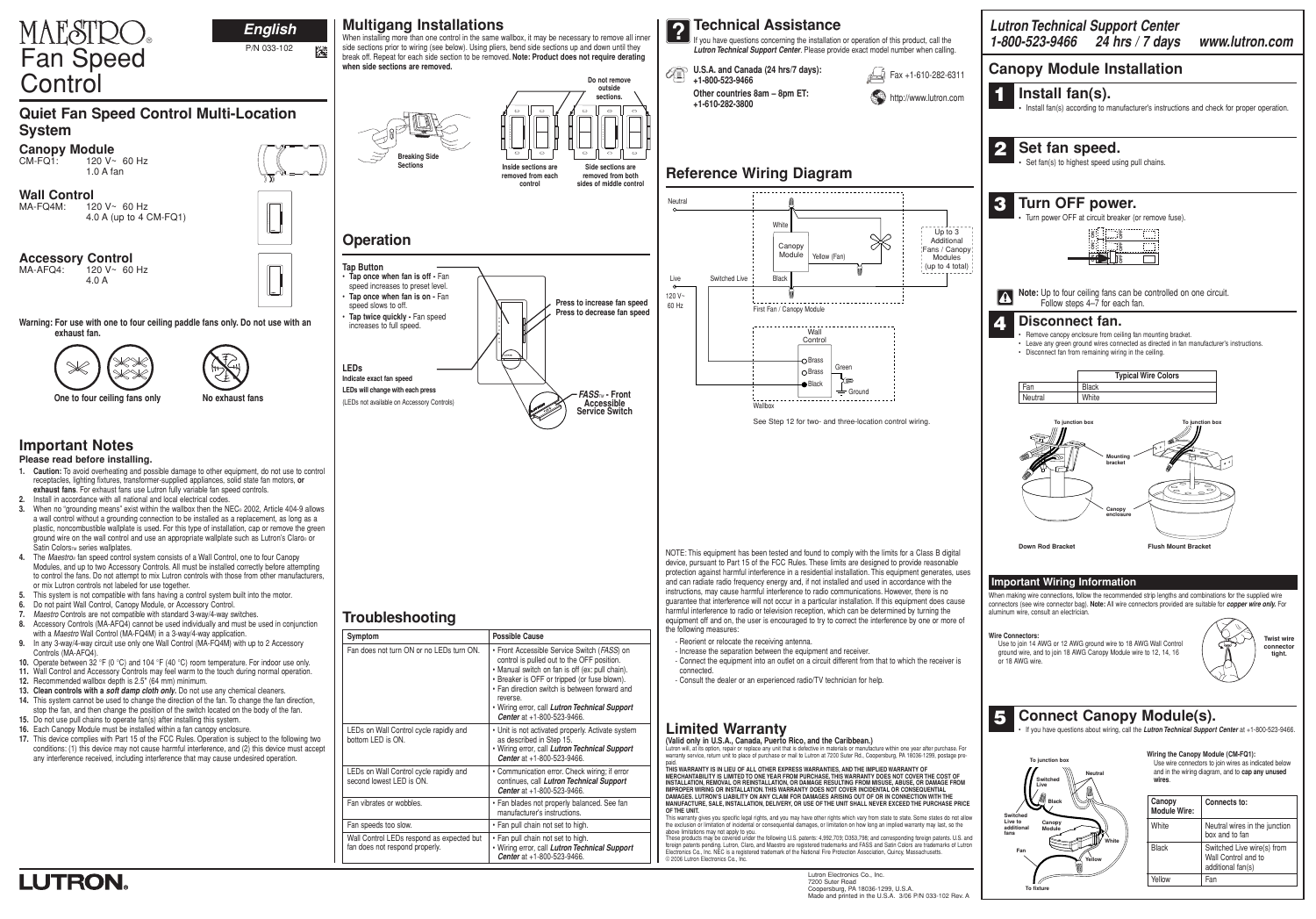# MAESTRO® Fan Speed Control

**English**

P/N 033-102

## Quiet Fan Speed Control Multi-Location System

### Canopy Module

CM-FQ1: 120 V~ 60 Hz
1.0 A fan

### Wall Control

MA-FQ4M: 120 V~ 60 Hz
4.0 A (up to 4 CM-FQ1)

### Accessory Control

MA-AFQ4: 120 V~ 60 Hz
4.0 A

**Warning: For use with one to four ceiling paddle fans only. Do not use with an exhaust fan.**

One to four ceiling fans only

No exhaust fans

## Important Notes

**Please read before installing.**

1. **Caution:** To avoid overheating and possible damage to other equipment, do not use to control receptacles, lighting fixtures, transformer-supplied appliances, solid state fan motors, **or exhaust fans**. For exhaust fans use Lutron fully variable fan speed controls.
2. Install in accordance with all national and local electrical codes.
3. When no "grounding means" exist within the wallbox then the NEC® 2002, Article 404-9 allows a wall control without a grounding connection to be installed as a replacement, as long as a plastic, noncombustible wallplate is used. For this type of installation, cap or remove the green ground wire on the wall control and use an appropriate wallplate such as Lutron's Claro® or Satin Colors™ series wallplates.
4. The *Maestro*® fan speed control system consists of a Wall Control, one to four Canopy Modules, and up to two Accessory Controls. All must be installed correctly before attempting to control the fans. Do not attempt to mix Lutron controls with those from other manufacturers, or mix Lutron controls not labeled for use together.
5. This system is not compatible with fans having a control system built into the motor.
6. Do not paint Wall Control, Canopy Module, or Accessory Control.
7. *Maestro* Controls are not compatible with standard 3-way/4-way switches.
8. Accessory Controls (MA-AFQ4) cannot be used individually and must be used in conjunction with a *Maestro* Wall Control (MA-FQ4M) in a 3-way/4-way application.
9. In any 3-way/4-way circuit use only one Wall Control (MA-FQ4M) with up to 2 Accessory Controls (MA-AFQ4).
10. Operate between 32 °F (0 °C) and 104 °F (40 °C) room temperature. For indoor use only.
11. Wall Control and Accessory Controls may feel warm to the touch during normal operation.
12. Recommended wallbox depth is 2.5" (64 mm) minimum.
13. **Clean controls with a *soft damp cloth only*.** Do not use any chemical cleaners.
14. This system cannot be used to change the direction of the fan. To change the fan direction, stop the fan, and then change the position of the switch located on the body of the fan.
15. Do not use pull chains to operate fan(s) after installing this system.
16. Each Canopy Module must be installed within a fan canopy enclosure.
17. This device complies with Part 15 of the FCC Rules. Operation is subject to the following two conditions: (1) this device may not cause harmful interference, and (2) this device must accept any interference received, including interference that may cause undesired operation.

**LUTRON®**

## Multigang Installations

When installing more than one control in the same wallbox, it may be necessary to remove all inner side sections prior to wiring (see below). Using pliers, bend side sections up and down until they break off. Repeat for each side section to be removed. **Note: Product does not require derating when side sections are removed.**

**Breaking Side Sections**

**Inside sections are removed from each control**

**Do not remove outside sections.**

**Side sections are removed from both sides of middle control**

## Operation

**Tap Button**

- **Tap once when fan is off -** Fan speed increases to preset level.
- **Tap once when fan is on -** Fan speed slows to off.
- **Tap twice quickly -** Fan speed increases to full speed.

**Press to increase fan speed**
**Press to decrease fan speed**

**LEDs**
**Indicate exact fan speed**
**LEDs will change with each press**
(LEDs not available on Accessory Controls)

***FASS***™ **- Front Accessible Service Switch**

## Troubleshooting

| Symptom | Possible Cause |
|---|---|
| Fan does not turn ON or no LEDs turn ON. | • Front Accessible Service Switch (*FASS*) on control is pulled out to the OFF position.<br>• Manual switch on fan is off (ex: pull chain).<br>• Breaker is OFF or tripped (or fuse blown).<br>• Fan direction switch is between forward and reverse.<br>• Wiring error, call ***Lutron Technical Support Center*** at +1-800-523-9466. |
| LEDs on Wall Control cycle rapidly and bottom LED is ON. | • Unit is not activated properly. Activate system as described in Step 15.<br>• Wiring error, call ***Lutron Technical Support Center*** at +1-800-523-9466. |
| LEDs on Wall Control cycle rapidly and second lowest LED is ON. | • Communication error. Check wiring; if error continues, call ***Lutron Technical Support Center*** at +1-800-523-9466. |
| Fan vibrates or wobbles. | • Fan blades not properly balanced. See fan manufacturer's instructions. |
| Fan speeds too slow. | • Fan pull chain not set to high. |
| Wall Control LEDs respond as expected but fan does not respond properly. | • Fan pull chain not set to high.<br>• Wiring error, call ***Lutron Technical Support Center*** at +1-800-523-9466. |

## Technical Assistance

If you have questions concerning the installation or operation of this product, call the ***Lutron Technical Support Center***. Please provide exact model number when calling.

**U.S.A. and Canada (24 hrs/7 days): +1-800-523-9466**

**Other countries 8am – 8pm ET: +1-610-282-3800**

Fax +1-610-282-6311

http://www.lutron.com

## Reference Wiring Diagram

Neutral — White — Canopy Module — Yellow (Fan) — Up to 3 Additional Fans / Canopy Modules (up to 4 total)

Live 120 V~ 60 Hz — Switched Live — Black

First Fan / Canopy Module

Wall Control: Brass, Brass, Black, Green — Ground

Wallbox

See Step 12 for two- and three-location control wiring.

NOTE: This equipment has been tested and found to comply with the limits for a Class B digital device, pursuant to Part 15 of the FCC Rules. These limits are designed to provide reasonable protection against harmful interference in a residential installation. This equipment generates, uses and can radiate radio frequency energy and, if not installed and used in accordance with the instructions, may cause harmful interference to radio communications. However, there is no guarantee that interference will not occur in a particular installation. If this equipment does cause harmful interference to radio or television reception, which can be determined by turning the equipment off and on, the user is encouraged to try to correct the interference by one or more of the following measures:

- Reorient or relocate the receiving antenna.
- Increase the separation between the equipment and receiver.
- Connect the equipment into an outlet on a circuit different from that to which the receiver is connected.
- Consult the dealer or an experienced radio/TV technician for help.

## Limited Warranty

**(Valid only in U.S.A., Canada, Puerto Rico, and the Caribbean.)**

Lutron will, at its option, repair or replace any unit that is defective in materials or manufacture within one year after purchase. For warranty service, return unit to place of purchase or mail to Lutron at 7200 Suter Rd., Coopersburg, PA 18036-1299, postage pre-paid.

**THIS WARRANTY IS IN LIEU OF ALL OTHER EXPRESS WARRANTIES, AND THE IMPLIED WARRANTY OF MERCHANTABILITY IS LIMITED TO ONE YEAR FROM PURCHASE. THIS WARRANTY DOES NOT COVER THE COST OF INSTALLATION, REMOVAL OR REINSTALLATION, OR DAMAGE RESULTING FROM MISUSE, ABUSE, OR DAMAGE FROM IMPROPER WIRING OR INSTALLATION. THIS WARRANTY DOES NOT COVER INCIDENTAL OR CONSEQUENTIAL DAMAGES. LUTRON'S LIABILITY ON ANY CLAIM FOR DAMAGES ARISING OUT OF OR IN CONNECTION WITH THE MANUFACTURE, SALE, INSTALLATION, DELIVERY, OR USE OF THE UNIT SHALL NEVER EXCEED THE PURCHASE PRICE OF THE UNIT.**

This warranty gives you specific legal rights, and you may have other rights which vary from state to state. Some states do not allow the exclusion or limitation of incidental or consequential damages, or limitation on how long an implied warranty may last, so the above limitations may not apply to you.

These products may be covered under the following U.S. patents: 4,992,709; D353,798; and corresponding foreign patents. U.S. and foreign patents pending. Lutron, Claro, and Maestro are registered trademarks and FASS and Satin Colors are trademarks of Lutron Electronics Co., Inc. NEC is a registered trademark of the National Fire Protection Association, Quincy, Massachusetts.
© 2006 Lutron Electronics Co., Inc.

Lutron Electronics Co., Inc.
7200 Suter Road
Coopersburg, PA 18036-1299, U.S.A.
Made and printed in the U.S.A. 3/06 P/N 033-102 Rev. A

***Lutron Technical Support Center***
***1-800-523-9466 24 hrs / 7 days www.lutron.com***

## Canopy Module Installation

### 1 Install fan(s).

- Install fan(s) according to manufacturer's instructions and check for proper operation.

### 2 Set fan speed.

- Set fan(s) to highest speed using pull chains.

### 3 Turn OFF power.

- Turn power OFF at circuit breaker (or remove fuse).

**Note:** Up to four ceiling fans can be controlled on one circuit. Follow steps 4–7 for each fan.

### 4 Disconnect fan.

- Remove canopy enclosure from ceiling fan mounting bracket.
- Leave any green ground wires connected as directed in fan manufacturer's instructions.
- Disconnect fan from remaining wiring in the ceiling.

| | Typical Wire Colors |
|---|---|
| Fan | Black |
| Neutral | White |

To junction box — Mounting bracket — Canopy enclosure

Down Rod Bracket

Flush Mount Bracket

### Important Wiring Information

When making wire connections, follow the recommended strip lengths and combinations for the supplied wire connectors (see wire connector bag). **Note:** All wire connectors provided are suitable for ***copper wire only.*** For aluminum wire, consult an electrician.

**Wire Connectors:**
Use to join 14 AWG or 12 AWG ground wire to 18 AWG Wall Control ground wire, and to join 18 AWG Canopy Module wire to 12, 14, 16 or 18 AWG wire.

**Twist wire connector tight.**

### 5 Connect Canopy Module(s).

- If you have questions about wiring, call the ***Lutron Technical Support Center*** at +1-800-523-9466.

To junction box — Switched Live — Neutral — Black — Canopy Module — White — Yellow — Switched Live to additional fans — Fan — To fixture

**Wiring the Canopy Module (CM-FQ1):**
Use wire connectors to join wires as indicated below and in the wiring diagram, and to **cap any unused wires**.

| Canopy Module Wire: | Connects to: |
|---|---|
| White | Neutral wires in the junction box and to fan |
| Black | Switched Live wire(s) from Wall Control and to additional fan(s) |
| Yellow | Fan |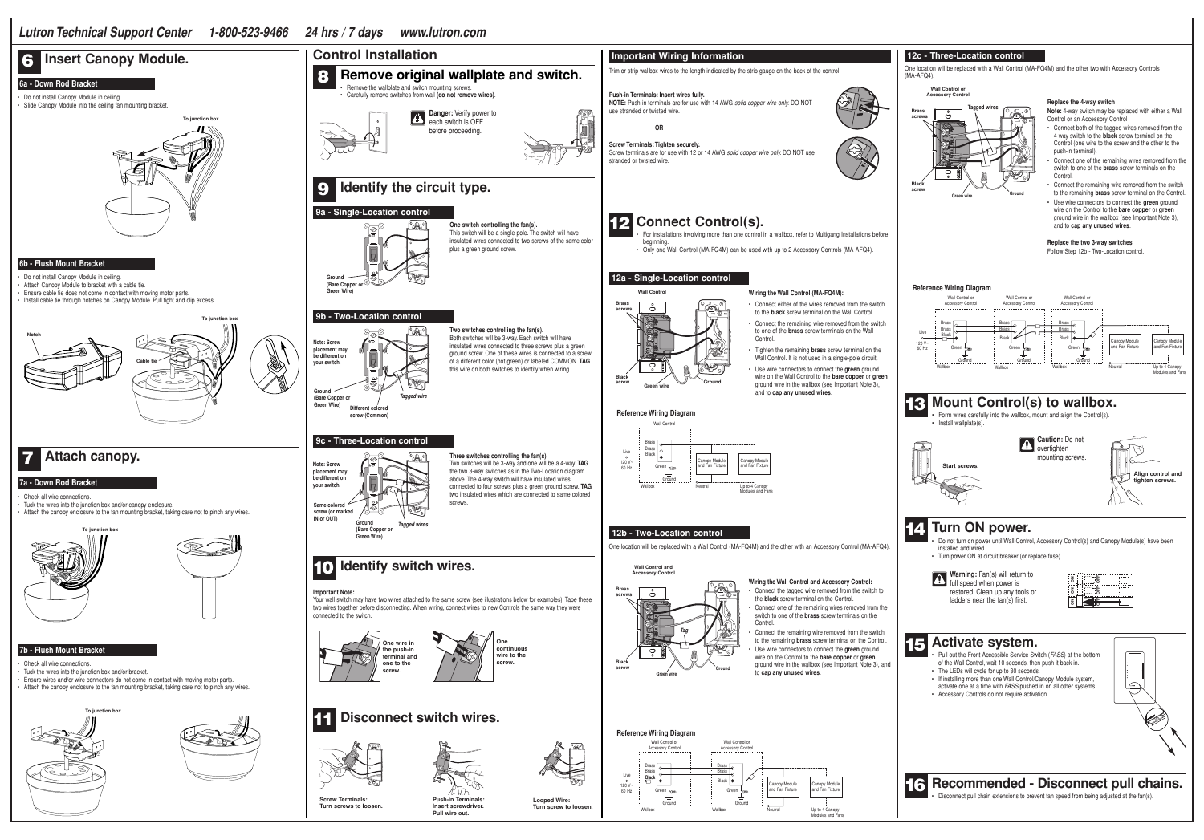Lutron Technical Support Center 1-800-523-9466 24 hrs / 7 days www.lutron.com

## 6 Insert Canopy Module.

### 6a - Down Rod Bracket

- Do not install Canopy Module in ceiling.
- Slide Canopy Module into the ceiling fan mounting bracket.

To junction box

### 6b - Flush Mount Bracket

- Do not install Canopy Module in ceiling.
- Attach Canopy Module to bracket with a cable tie.
- Ensure cable tie does not come in contact with moving motor parts.
- Install cable tie through notches on Canopy Module. Pull tight and clip excess.

To junction box

Notch

Cable tie

## 7 Attach canopy.

### 7a - Down Rod Bracket

- Check all wire connections.
- Tuck the wires into the junction box and/or canopy enclosure.
- Attach the canopy enclosure to the fan mounting bracket, taking care not to pinch any wires.

To junction box

### 7b - Flush Mount Bracket

- Check all wire connections.
- Tuck the wires into the junction box and/or bracket.
- Ensure wires and/or wire connectors do not come in contact with moving motor parts.
- Attach the canopy enclosure to the fan mounting bracket, taking care not to pinch any wires.

To junction box

# Control Installation

## 8 Remove original wallplate and switch.

- Remove the wallplate and switch mounting screws.
- Carefully remove switches from wall (**do not remove wires**).

**Danger:** Verify power to each switch is OFF before proceeding.

## 9 Identify the circuit type.

### 9a - Single-Location control

**One switch controlling the fan(s).**
This switch will be a single-pole. The switch will have insulated wires connected to two screws of the same color plus a green ground screw.

Ground (Bare Copper or Green Wire)

### 9b - Two-Location control

**Two switches controlling the fan(s).**
Both switches will be 3-way. Each switch will have insulated wires connected to three screws plus a green ground screw. One of these wires is connected to a screw of a different color (not green) or labeled COMMON. **TAG** this wire on both switches to identify when wiring.

Note: Screw placement may be different on your switch.

Ground (Bare Copper or Green Wire)

Tagged wire

Different colored screw (Common)

### 9c - Three-Location control

**Three switches controlling the fan(s).**
Two switches will be 3-way and one will be a 4-way. **TAG** the two 3-way switches as in the Two-Location diagram above. The 4-way switch will have insulated wires connected to four screws plus a green ground screw. **TAG** two insulated wires which are connected to same colored screws.

Note: Screw placement may be different on your switch.

Same colored screw (or marked IN or OUT)

Ground (Bare Copper or Green Wire)

Tagged wires

## 10 Identify switch wires.

**Important Note:**
Your wall switch may have two wires attached to the same screw (see illustrations below for examples). Tape these two wires together before disconnecting. When wiring, connect wires to new Controls the same way they were connected to the switch.

One wire in the push-in terminal and one to the screw.

One continuous wire to the screw.

## 11 Disconnect switch wires.

Screw Terminals: Turn screws to loosen.

Push-in Terminals: Insert screwdriver. Pull wire out.

Looped Wire: Turn screw to loosen.

### Important Wiring Information

Trim or strip wallbox wires to the length indicated by the strip gauge on the back of the control

**Push-in Terminals: Insert wires fully.**
**NOTE:** Push-in terminals are for use with 14 AWG *solid copper wire only.* DO NOT use stranded or twisted wire.

**OR**

**Screw Terminals: Tighten securely.**
Screw terminals are for use with 12 or 14 AWG *solid copper wire only.* DO NOT use stranded or twisted wire.

## 12 Connect Control(s).

- For installations involving more than one control in a wallbox, refer to Multigang Installations before beginning.
- Only one Wall Control (MA-FQ4M) can be used with up to 2 Accessory Controls (MA-AFQ4).

### 12a - Single-Location control

Wall Control

Brass screws

Black screw

Green wire

Ground

**Wiring the Wall Control (MA-FQ4M):**

- Connect either of the wires removed from the switch to the **black** screw terminal on the Wall Control.
- Connect the remaining wire removed from the switch to one of the **brass** screw terminals on the Wall Control.
- Tighten the remaining **brass** screw terminal on the Wall Control. It is not used in a single-pole circuit.
- Use wire connectors to connect the **green** ground wire on the Wall Control to the **bare copper** or **green** ground wire in the wallbox (see Important Note 3), and to **cap any unused wires**.

**Reference Wiring Diagram**

Wall Control
Live
120 V~ 60 Hz
Brass
Brass
Black
Green
Ground
Wallbox
Canopy Module and Fan Fixture
Canopy Module and Fan Fixture
Neutral
Up to 4 Canopy Modules and Fans

### 12b - Two-Location control

One location will be replaced with a Wall Control (MA-FQ4M) and the other with an Accessory Control (MA-AFQ4).

Wall Control and Accessory Control

Brass screws

Tag

Black screw

Green wire

Ground

**Wiring the Wall Control and Accessory Control:**

- Connect the tagged wire removed from the switch to the **black** screw terminal on the Control.
- Connect one of the remaining wires removed from the switch to one of the **brass** screw terminals on the Control.
- Connect the remaining wire removed from the switch to the remaining **brass** screw terminal on the Control.
- Use wire connectors to connect the **green** ground wire on the Control to the **bare copper** or **green** ground wire in the wallbox (see Important Note 3), and to **cap any unused wires**.

**Reference Wiring Diagram**

Wall Control or Accessory Control
Wall Control or Accessory Control
Live
120 V~ 60 Hz
Brass
Brass
Black
Green
Ground
Wallbox
Brass
Brass
Black
Green
Ground
Wallbox
Canopy Module and Fan Fixture
Canopy Module and Fan Fixture
Neutral
Up to 4 Canopy Modules and Fans

### 12c - Three-Location control

One location will be replaced with a Wall Control (MA-FQ4M) and the other two with Accessory Controls (MA-AFQ4).

Wall Control or Accessory Control

Brass screws

Tagged wires

Black screw

Green wire

Ground

**Replace the 4-way switch**
**Note:** 4-way switch may be replaced with either a Wall Control or an Accessory Control

- Connect both of the tagged wires removed from the 4-way switch to the **black** screw terminal on the Control (one wire to the screw and the other to the push-in terminal).
- Connect one of the remaining wires removed from the switch to one of the **brass** screw terminals on the Control.
- Connect the remaining wire removed from the switch to the remaining **brass** screw terminal on the Control.
- Use wire connectors to connect the **green** ground wire on the Control to the **bare copper** or **green** ground wire in the wallbox (see Important Note 3), and to **cap any unused wires**.

**Replace the two 3-way switches**
Follow Step 12b - Two-Location control.

**Reference Wiring Diagram**

Wall Control or Accessory Control
Wall Control or Accessory Control
Wall Control or Accessory Control
Live
120 V~ 60 Hz
Brass
Brass
Black
Green
Ground
Wallbox
Brass
Brass
Black
Green
Ground
Wallbox
Brass
Brass
Black
Green
Ground
Wallbox
Canopy Module and Fan Fixture
Canopy Module and Fan Fixture
Neutral
Up to 4 Canopy Modules and Fans

## 13 Mount Control(s) to wallbox.

- Form wires carefully into the wallbox, mount and align the Control(s).
- Install wallplate(s).

Start screws.

**Caution:** Do not overtighten mounting screws.

Align control and tighten screws.

## 14 Turn ON power.

- Do not turn on power until Wall Control, Accessory Control(s) and Canopy Module(s) have been installed and wired.
- Turn power ON at circuit breaker (or replace fuse).

**Warning:** Fan(s) will return to full speed when power is restored. Clean up any tools or ladders near the fan(s) first.

## 15 Activate system.

- Pull out the Front Accessible Service Switch (*FASS*) at the bottom of the Wall Control, wait 10 seconds, then push it back in.
- The LEDs will cycle for up to 30 seconds.
- If installing more than one Wall Control/Canopy Module system, activate one at a time with *FASS* pushed in on all other systems.
- Accessory Controls do not require activation.

## 16 Recommended - Disconnect pull chains.

- Disconnect pull chain extensions to prevent fan speed from being adjusted at the fan(s).